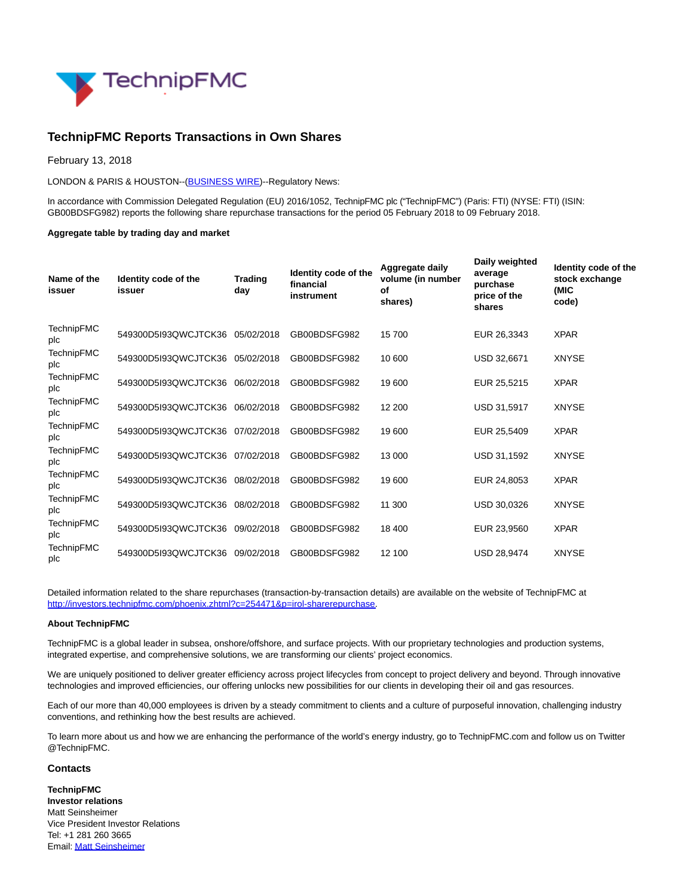# TechnipFMC Reports Transactions in Own Shares

February 13, 2018

LONDON & PARIS & HOUSTON--(BUSINESS WIRE)--Regulatory News:

In accordance with Commission Delegated Regulation (EU) 2016/1052, TechnipFMC plc ("TechnipFMC") (Paris: FTI) (NYSE: FTI) (ISIN: GB00BDSFG982) reports the following share repurchase transactions for the period 05 February 2018 to 09 February 2018.

**Aggregate table by trading day and market**

| Name of the issuer | Identity code of the issuer | Trading day | Identity code of the financial instrument | Aggregate daily volume (in number of shares) | Daily weighted average purchase price of the shares | Identity code of the stock exchange (MIC code) |
|---|---|---|---|---|---|---|
| TechnipFMC plc | 549300D5I93QWCJTCK36 | 05/02/2018 | GB00BDSFG982 | 15 700 | EUR 26,3343 | XPAR |
| TechnipFMC plc | 549300D5I93QWCJTCK36 | 05/02/2018 | GB00BDSFG982 | 10 600 | USD 32,6671 | XNYSE |
| TechnipFMC plc | 549300D5I93QWCJTCK36 | 06/02/2018 | GB00BDSFG982 | 19 600 | EUR 25,5215 | XPAR |
| TechnipFMC plc | 549300D5I93QWCJTCK36 | 06/02/2018 | GB00BDSFG982 | 12 200 | USD 31,5917 | XNYSE |
| TechnipFMC plc | 549300D5I93QWCJTCK36 | 07/02/2018 | GB00BDSFG982 | 19 600 | EUR 25,5409 | XPAR |
| TechnipFMC plc | 549300D5I93QWCJTCK36 | 07/02/2018 | GB00BDSFG982 | 13 000 | USD 31,1592 | XNYSE |
| TechnipFMC plc | 549300D5I93QWCJTCK36 | 08/02/2018 | GB00BDSFG982 | 19 600 | EUR 24,8053 | XPAR |
| TechnipFMC plc | 549300D5I93QWCJTCK36 | 08/02/2018 | GB00BDSFG982 | 11 300 | USD 30,0326 | XNYSE |
| TechnipFMC plc | 549300D5I93QWCJTCK36 | 09/02/2018 | GB00BDSFG982 | 18 400 | EUR 23,9560 | XPAR |
| TechnipFMC plc | 549300D5I93QWCJTCK36 | 09/02/2018 | GB00BDSFG982 | 12 100 | USD 28,9474 | XNYSE |

Detailed information related to the share repurchases (transaction-by-transaction details) are available on the website of TechnipFMC at http://investors.technipfmc.com/phoenix.zhtml?c=254471&p=irol-sharerepurchase.

**About TechnipFMC**

TechnipFMC is a global leader in subsea, onshore/offshore, and surface projects. With our proprietary technologies and production systems, integrated expertise, and comprehensive solutions, we are transforming our clients' project economics.

We are uniquely positioned to deliver greater efficiency across project lifecycles from concept to project delivery and beyond. Through innovative technologies and improved efficiencies, our offering unlocks new possibilities for our clients in developing their oil and gas resources.

Each of our more than 40,000 employees is driven by a steady commitment to clients and a culture of purposeful innovation, challenging industry conventions, and rethinking how the best results are achieved.

To learn more about us and how we are enhancing the performance of the world's energy industry, go to TechnipFMC.com and follow us on Twitter @TechnipFMC.

## Contacts

**TechnipFMC**
**Investor relations**
Matt Seinsheimer
Vice President Investor Relations
Tel: +1 281 260 3665
Email: Matt Seinsheimer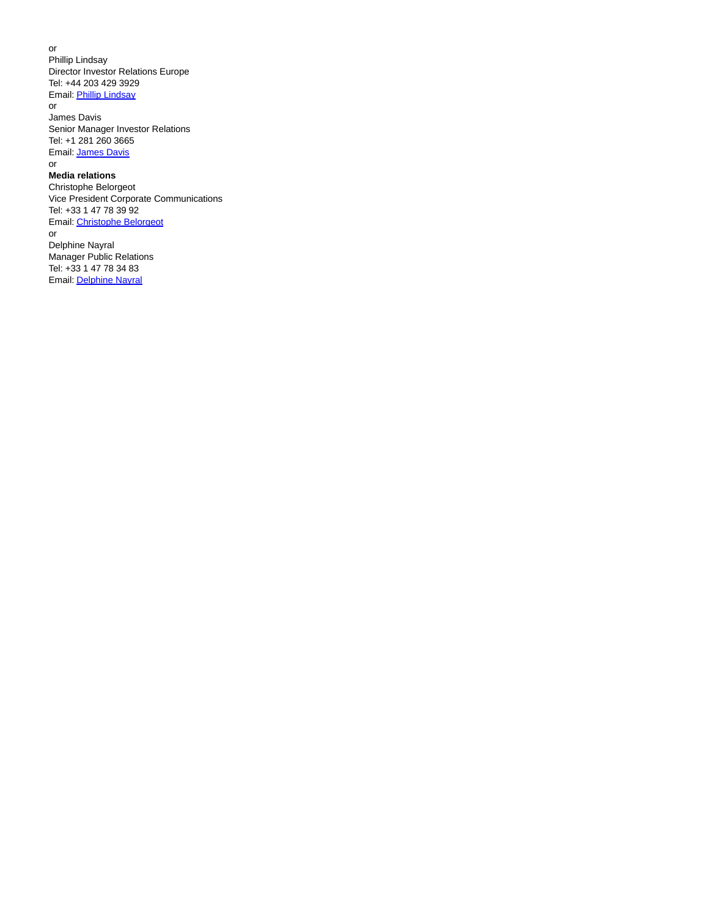or
Phillip Lindsay
Director Investor Relations Europe
Tel: +44 203 429 3929
Email: Phillip Lindsay
or
James Davis
Senior Manager Investor Relations
Tel: +1 281 260 3665
Email: James Davis
or
**Media relations**
Christophe Belorgeot
Vice President Corporate Communications
Tel: +33 1 47 78 39 92
Email: Christophe Belorgeot
or
Delphine Nayral
Manager Public Relations
Tel: +33 1 47 78 34 83
Email: Delphine Nayral